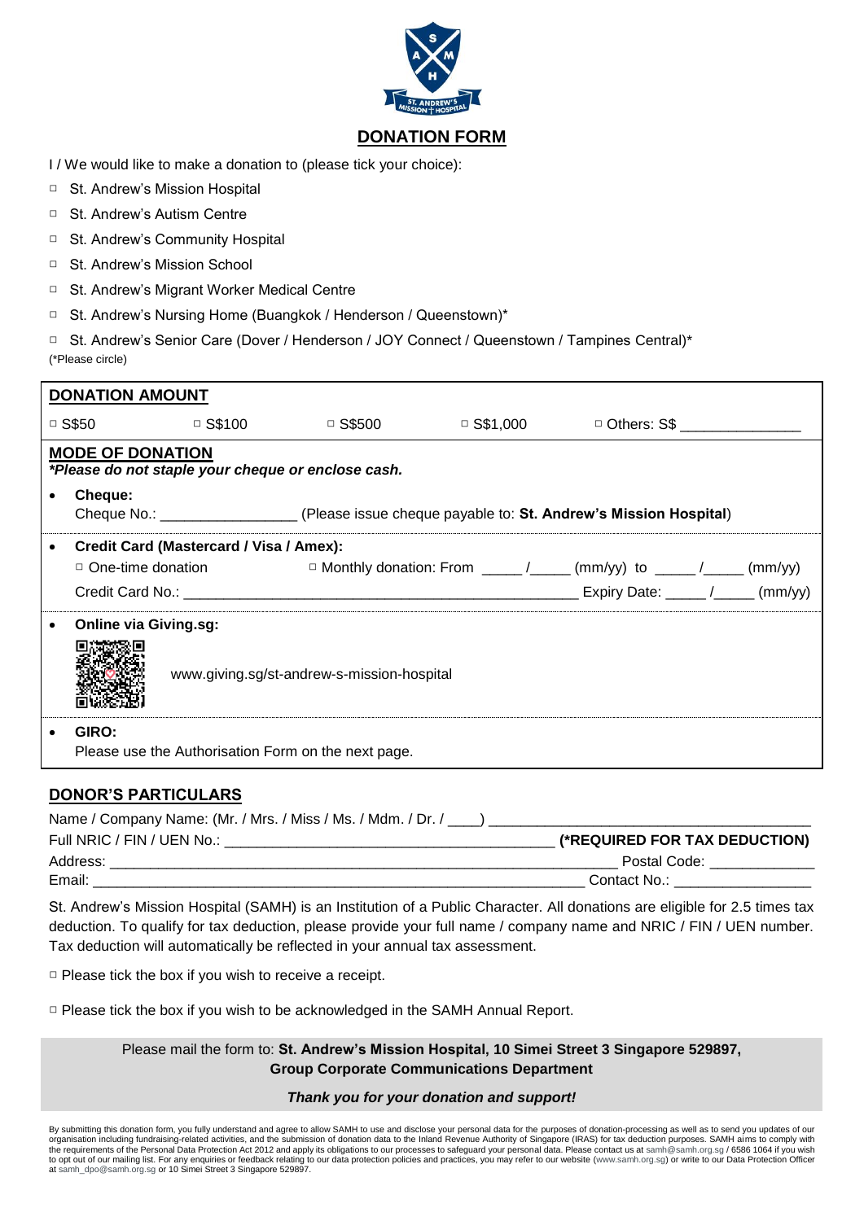# DONATION FORM

I / We would like to make a donation to (please tick your choice):

- ☐ St. Andrew's Mission Hospital
- ☐ St. Andrew's Autism Centre
- ☐ St. Andrew's Community Hospital
- ☐ St. Andrew's Mission School
- ☐ St. Andrew's Migrant Worker Medical Centre
- ☐ St. Andrew's Nursing Home (Buangkok / Henderson / Queenstown)*
- ☐ St. Andrew's Senior Care (Dover / Henderson / JOY Connect / Queenstown / Tampines Central)*

(*Please circle)

## DONATION AMOUNT

☐ S$50 ☐ S$100 ☐ S$500 ☐ S$1,000 ☐ Others: S$ _______________

## MODE OF DONATION

***Please do not staple your cheque or enclose cash.**

- **Cheque:**
  Cheque No.: _________________ (Please issue cheque payable to: **St. Andrew's Mission Hospital**)

- **Credit Card (Mastercard / Visa / Amex):**
  ☐ One-time donation ☐ Monthly donation: From _____ /_____ (mm/yy) to _____ /_____ (mm/yy)
  Credit Card No.: __________________________________________________ Expiry Date: _____ /_____ (mm/yy)

- **Online via Giving.sg:**
  www.giving.sg/st-andrew-s-mission-hospital

- **GIRO:**
  Please use the Authorisation Form on the next page.

## DONOR'S PARTICULARS

Name / Company Name: (Mr. / Mrs. / Miss / Ms. / Mdm. / Dr. / ____) ________________________________________

Full NRIC / FIN / UEN No.: __________________________________________ **(*REQUIRED FOR TAX DEDUCTION)**

Address: _________________________________________________________________ Postal Code: _____________

Email: _______________________________________________________________ Contact No.: _________________

St. Andrew's Mission Hospital (SAMH) is an Institution of a Public Character. All donations are eligible for 2.5 times tax deduction. To qualify for tax deduction, please provide your full name / company name and NRIC / FIN / UEN number. Tax deduction will automatically be reflected in your annual tax assessment.

☐ Please tick the box if you wish to receive a receipt.

☐ Please tick the box if you wish to be acknowledged in the SAMH Annual Report.

Please mail the form to: **St. Andrew's Mission Hospital, 10 Simei Street 3 Singapore 529897, Group Corporate Communications Department**

***Thank you for your donation and support!***

By submitting this donation form, you fully understand and agree to allow SAMH to use and disclose your personal data for the purposes of donation-processing as well as to send you updates of our organisation including fundraising-related activities, and the submission of donation data to the Inland Revenue Authority of Singapore (IRAS) for tax deduction purposes. SAMH aims to comply with the requirements of the Personal Data Protection Act 2012 and apply its obligations to our processes to safeguard your personal data. Please contact us at samh@samh.org.sg / 6586 1064 if you wish to opt out of our mailing list. For any enquiries or feedback relating to our data protection policies and practices, you may refer to our website (www.samh.org.sg) or write to our Data Protection Officer at samh_dpo@samh.org.sg or 10 Simei Street 3 Singapore 529897.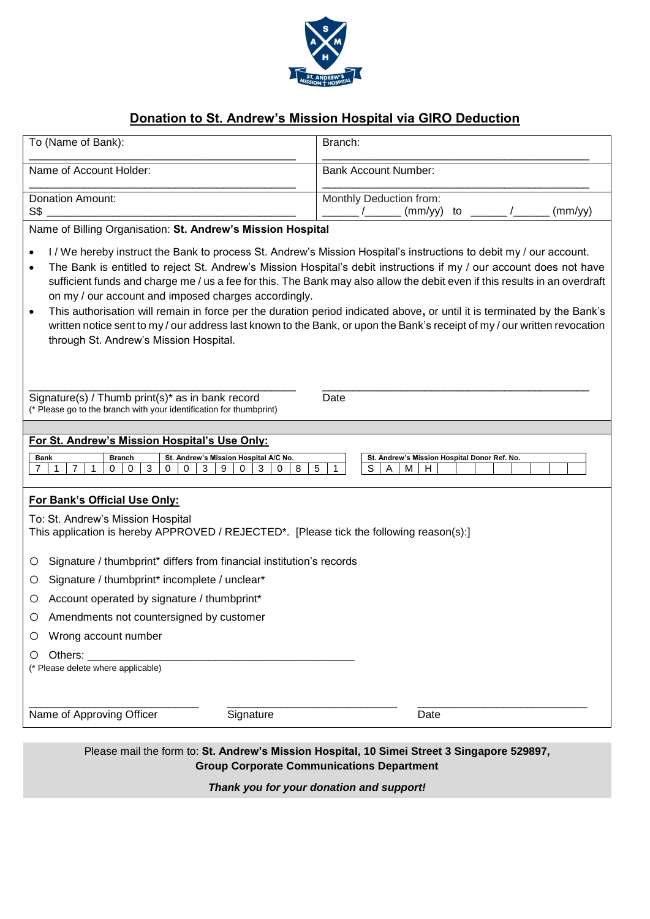# Donation to St. Andrew's Mission Hospital via GIRO Deduction

| | |
|---|---|
| To (Name of Bank): ______________________________ | Branch: ______________________________ |
| Name of Account Holder: ______________________________ | Bank Account Number: ______________________________ |
| Donation Amount: S$ ______________________________ | Monthly Deduction from: ______ / ______ (mm/yy) to ______ / ______ (mm/yy) |

Name of Billing Organisation: **St. Andrew's Mission Hospital**

- I / We hereby instruct the Bank to process St. Andrew's Mission Hospital's instructions to debit my / our account.
- The Bank is entitled to reject St. Andrew's Mission Hospital's debit instructions if my / our account does not have sufficient funds and charge me / us a fee for this. The Bank may also allow the debit even if this results in an overdraft on my / our account and imposed charges accordingly.
- This authorisation will remain in force per the duration period indicated above, or until it is terminated by the Bank's written notice sent to my / our address last known to the Bank, or upon the Bank's receipt of my / our written revocation through St. Andrew's Mission Hospital.

______________________________ Signature(s) / Thumb print(s)* as in bank record
(* Please go to the branch with your identification for thumbprint)

______________________________ Date

**For St. Andrew's Mission Hospital's Use Only:**

| Bank | Branch | St. Andrew's Mission Hospital A/C No. | St. Andrew's Mission Hospital Donor Ref. No. |
|---|---|---|---|
| 7 1 7 1 | 0 0 3 | 0 0 3 9 0 3 0 8 5 1 | S A M H |

**For Bank's Official Use Only:**

To: St. Andrew's Mission Hospital
This application is hereby APPROVED / REJECTED*. [Please tick the following reason(s):]

- ○ Signature / thumbprint* differs from financial institution's records
- ○ Signature / thumbprint* incomplete / unclear*
- ○ Account operated by signature / thumbprint*
- ○ Amendments not countersigned by customer
- ○ Wrong account number
- ○ Others: ______________________________

(* Please delete where applicable)

______________________ Name of Approving Officer ______________________ Signature ______________________ Date

Please mail the form to: **St. Andrew's Mission Hospital, 10 Simei Street 3 Singapore 529897, Group Corporate Communications Department**

***Thank you for your donation and support!***